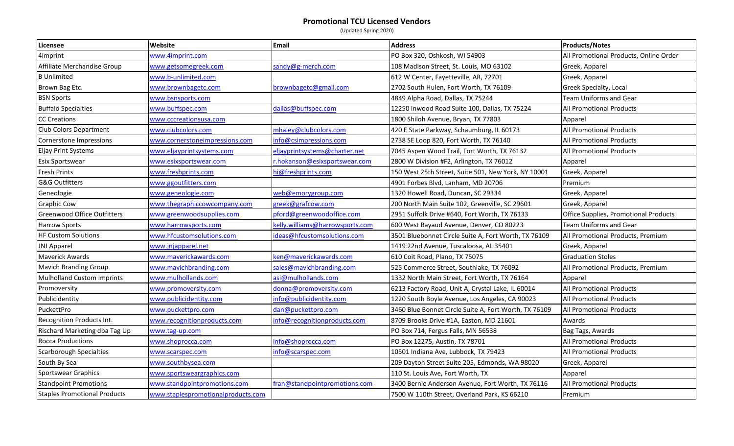# Promotional TCU Licensed Vendors

(Updated Spring 2020)

| Licensee | Website | Email | Address | Products/Notes |
|---|---|---|---|---|
| 4imprint | www.4imprint.com | | PO Box 320, Oshkosh, WI 54903 | All Promotional Products, Online Order |
| Affiliate Merchandise Group | www.getsomegreek.com | sandy@g-merch.com | 108 Madison Street, St. Louis, MO 63102 | Greek, Apparel |
| B Unlimited | www.b-unlimited.com | | 612 W Center, Fayetteville, AR, 72701 | Greek, Apparel |
| Brown Bag Etc. | www.brownbagetc.com | brownbagetc@gmail.com | 2702 South Hulen, Fort Worth, TX 76109 | Greek Specialty, Local |
| BSN Sports | www.bsnsports.com | | 4849 Alpha Road, Dallas, TX 75244 | Team Uniforms and Gear |
| Buffalo Specialties | www.buffspec.com | dallas@buffspec.com | 12250 Inwood Road Suite 100, Dallas, TX 75224 | All Promotional Products |
| CC Creations | www.cccreationsusa.com | | 1800 Shiloh Avenue, Bryan, TX 77803 | Apparel |
| Club Colors Department | www.clubcolors.com | mhaley@clubcolors.com | 420 E State Parkway, Schaumburg, IL 60173 | All Promotional Products |
| Cornerstone Impressions | www.cornerstoneimpressions.com | info@csimpressions.com | 2738 SE Loop 820, Fort Worth, TX 76140 | All Promotional Products |
| Eljay Print Systems | www.eljayprintsystems.com | eljayprintsystems@charter.net | 7045 Aspen Wood Trail, Fort Worth, TX 76132 | All Promotional Products |
| Esix Sportswear | www.esixsportswear.com | r.hokanson@esixsportswear.com | 2800 W Division #F2, Arlington, TX 76012 | Apparel |
| Fresh Prints | www.freshprints.com | hi@freshprints.com | 150 West 25th Street, Suite 501, New York, NY 10001 | Greek, Apparel |
| G&G Outfitters | www.ggoutfitters.com | | 4901 Forbes Blvd, Lanham, MD 20706 | Premium |
| Geneologie | www.geneologie.com | web@emorygroup.com | 1320 Howell Road, Duncan, SC 29334 | Greek, Apparel |
| Graphic Cow | www.thegraphiccowcompany.com | greek@grafcow.com | 200 North Main Suite 102, Greenville, SC 29601 | Greek, Apparel |
| Greenwood Office Outfitters | www.greenwoodsupplies.com | pford@greenwoodoffice.com | 2951 Suffolk Drive #640, Fort Worth, TX 76133 | Office Supplies, Promotional Products |
| Harrow Sports | www.harrowsports.com | kelly.williams@harrowsports.com | 600 West Bayaud Avenue, Denver, CO 80223 | Team Uniforms and Gear |
| HF Custom Solutions | www.hfcustomsolutions.com | ideas@hfcustomsolutions.com | 3501 Bluebonnet Circle Suite A, Fort Worth, TX 76109 | All Promotional Products, Premium |
| JNJ Apparel | www.jnjapparel.net | | 1419 22nd Avenue, Tuscaloosa, AL 35401 | Greek, Apparel |
| Maverick Awards | www.maverickawards.com | ken@maverickawards.com | 610 Coit Road, Plano, TX 75075 | Graduation Stoles |
| Mavich Branding Group | www.mavichbranding.com | sales@mavichbranding.com | 525 Commerce Street, Southlake, TX 76092 | All Promotional Products, Premium |
| Mulholland Custom Imprints | www.mulhollands.com | asi@mulhollands.com | 1332 North Main Street, Fort Worth, TX 76164 | Apparel |
| Promoversity | www.promoversity.com | donna@promoversity.com | 6213 Factory Road, Unit A, Crystal Lake, IL 60014 | All Promotional Products |
| Publicidentity | www.publicidentity.com | info@publicidentity.com | 1220 South Boyle Avenue, Los Angeles, CA 90023 | All Promotional Products |
| PuckettPro | www.puckettpro.com | dan@puckettpro.com | 3460 Blue Bonnet Circle Suite A, Fort Worth, TX 76109 | All Promotional Products |
| Recognition Products Int. | www.recognitionproducts.com | info@recognitionproducts.com | 8709 Brooks Drive #1A, Easton, MD 21601 | Awards |
| Rischard Marketing dba Tag Up | www.tag-up.com | | PO Box 714, Fergus Falls, MN 56538 | Bag Tags, Awards |
| Rocca Productions | www.shoprocca.com | info@shoprocca.com | PO Box 12275, Austin, TX 78701 | All Promotional Products |
| Scarborough Specialties | www.scarspec.com | info@scarspec.com | 10501 Indiana Ave, Lubbock, TX 79423 | All Promotional Products |
| South By Sea | www.southbysea.com | | 209 Dayton Street Suite 205, Edmonds, WA 98020 | Greek, Apparel |
| Sportswear Graphics | www.sportsweargraphics.com | | 110 St. Louis Ave, Fort Worth, TX | Apparel |
| Standpoint Promotions | www.standpointpromotions.com | fran@standpointpromotions.com | 3400 Bernie Anderson Avenue, Fort Worth, TX 76116 | All Promotional Products |
| Staples Promotional Products | www.staplespromotionalproducts.com | | 7500 W 110th Street, Overland Park, KS 66210 | Premium |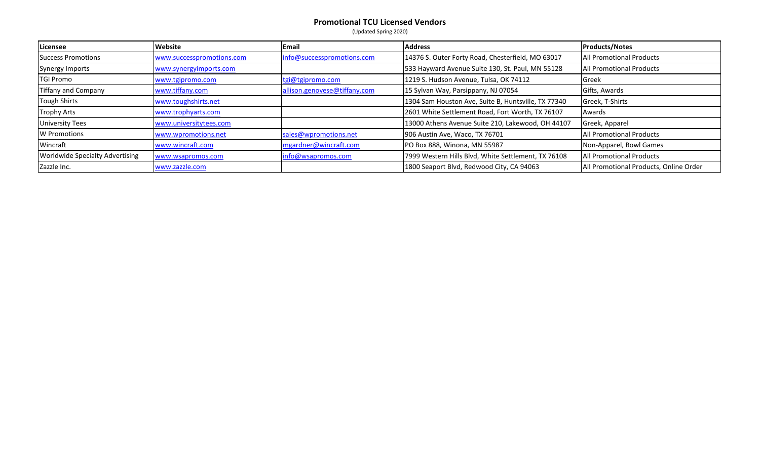## Promotional TCU Licensed Vendors

(Updated Spring 2020)

| Licensee | Website | Email | Address | Products/Notes |
| --- | --- | --- | --- | --- |
| Success Promotions | www.successpromotions.com | info@successpromotions.com | 14376 S. Outer Forty Road, Chesterfield, MO 63017 | All Promotional Products |
| Synergy Imports | www.synergyimports.com | | 533 Hayward Avenue Suite 130, St. Paul, MN 55128 | All Promotional Products |
| TGI Promo | www.tgipromo.com | tgi@tgipromo.com | 1219 S. Hudson Avenue, Tulsa, OK 74112 | Greek |
| Tiffany and Company | www.tiffany.com | allison.genovese@tiffany.com | 15 Sylvan Way, Parsippany, NJ 07054 | Gifts, Awards |
| Tough Shirts | www.toughshirts.net | | 1304 Sam Houston Ave, Suite B, Huntsville, TX 77340 | Greek, T-Shirts |
| Trophy Arts | www.trophyarts.com | | 2601 White Settlement Road, Fort Worth, TX 76107 | Awards |
| University Tees | www.universitytees.com | | 13000 Athens Avenue Suite 210, Lakewood, OH 44107 | Greek, Apparel |
| W Promotions | www.wpromotions.net | sales@wpromotions.net | 906 Austin Ave, Waco, TX 76701 | All Promotional Products |
| Wincraft | www.wincraft.com | mgardner@wincraft.com | PO Box 888, Winona, MN 55987 | Non-Apparel, Bowl Games |
| Worldwide Specialty Advertising | www.wsapromos.com | info@wsapromos.com | 7999 Western Hills Blvd, White Settlement, TX 76108 | All Promotional Products |
| Zazzle Inc. | www.zazzle.com | | 1800 Seaport Blvd, Redwood City, CA 94063 | All Promotional Products, Online Order |